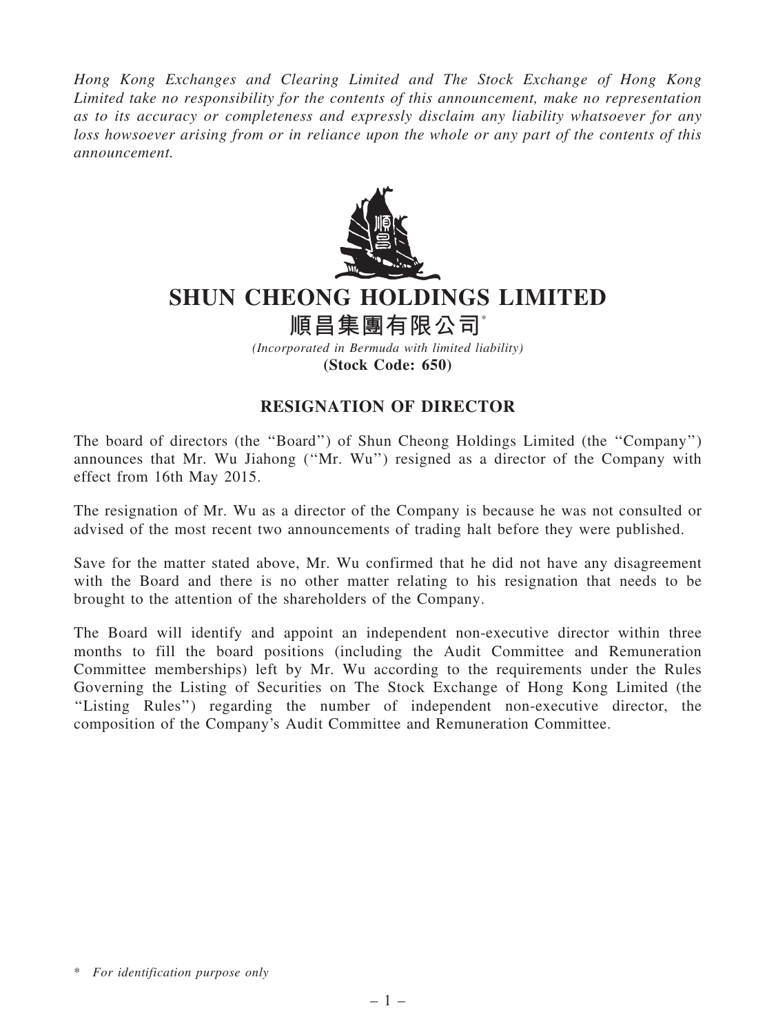*Hong Kong Exchanges and Clearing Limited and The Stock Exchange of Hong Kong Limited take no responsibility for the contents of this announcement, make no representation as to its accuracy or completeness and expressly disclaim any liability whatsoever for any loss howsoever arising from or in reliance upon the whole or any part of the contents of this announcement.*

# SHUN CHEONG HOLDINGS LIMITED

# 順昌集團有限公司*

*(Incorporated in Bermuda with limited liability)*

**(Stock Code: 650)**

## RESIGNATION OF DIRECTOR

The board of directors (the "Board") of Shun Cheong Holdings Limited (the "Company") announces that Mr. Wu Jiahong ("Mr. Wu") resigned as a director of the Company with effect from 16th May 2015.

The resignation of Mr. Wu as a director of the Company is because he was not consulted or advised of the most recent two announcements of trading halt before they were published.

Save for the matter stated above, Mr. Wu confirmed that he did not have any disagreement with the Board and there is no other matter relating to his resignation that needs to be brought to the attention of the shareholders of the Company.

The Board will identify and appoint an independent non-executive director within three months to fill the board positions (including the Audit Committee and Remuneration Committee memberships) left by Mr. Wu according to the requirements under the Rules Governing the Listing of Securities on The Stock Exchange of Hong Kong Limited (the "Listing Rules") regarding the number of independent non-executive director, the composition of the Company's Audit Committee and Remuneration Committee.

\* *For identification purpose only*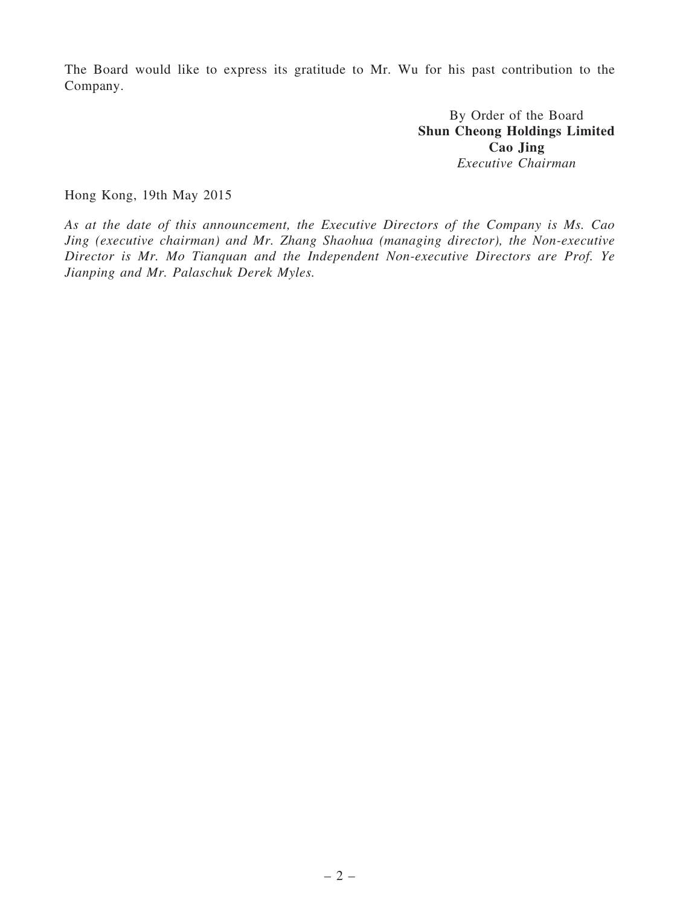The Board would like to express its gratitude to Mr. Wu for his past contribution to the Company.

By Order of the Board
**Shun Cheong Holdings Limited**
**Cao Jing**
*Executive Chairman*

Hong Kong, 19th May 2015

*As at the date of this announcement, the Executive Directors of the Company is Ms. Cao Jing (executive chairman) and Mr. Zhang Shaohua (managing director), the Non-executive Director is Mr. Mo Tianquan and the Independent Non-executive Directors are Prof. Ye Jianping and Mr. Palaschuk Derek Myles.*